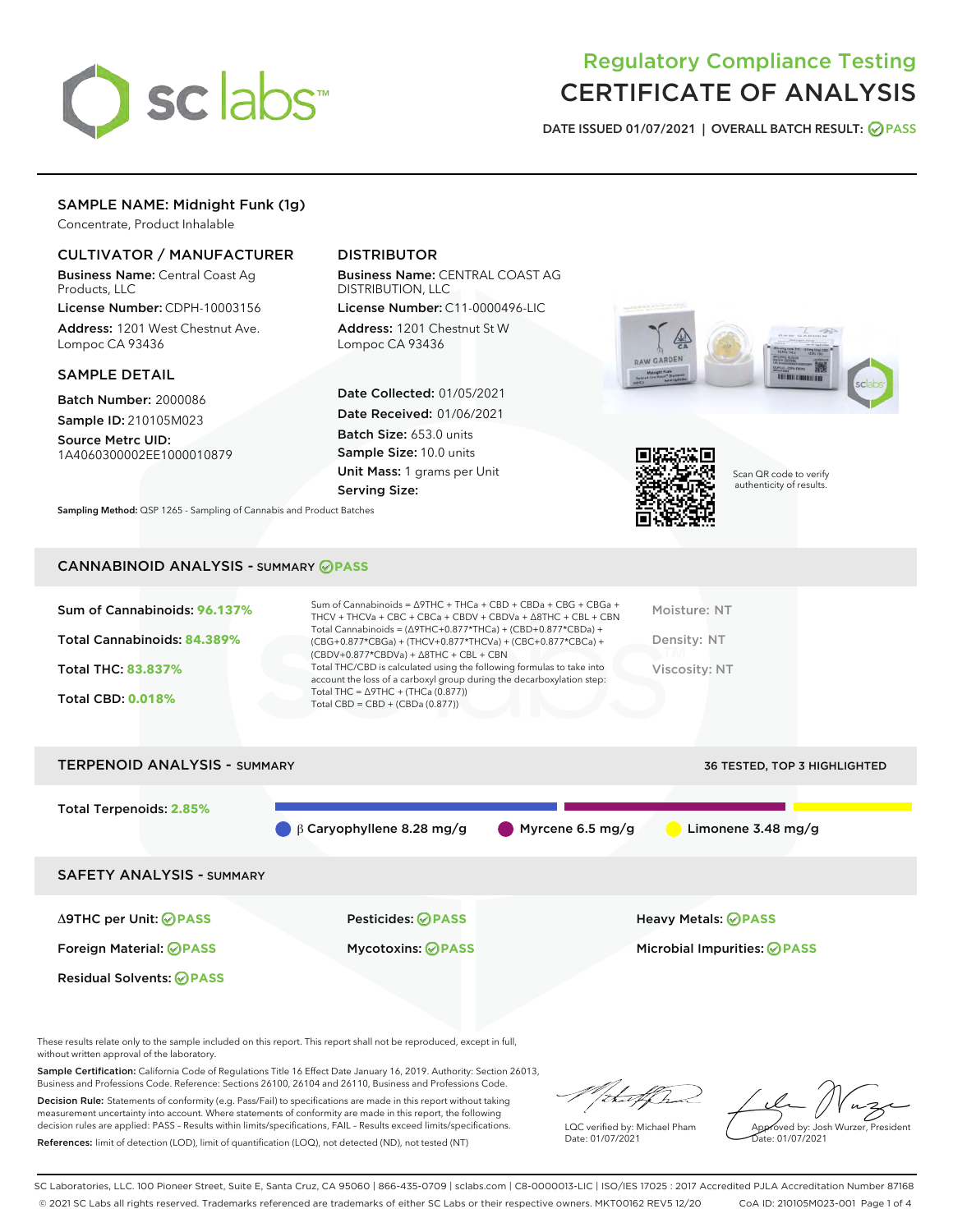# Regulatory Compliance Testing
# CERTIFICATE OF ANALYSIS

DATE ISSUED 01/07/2021 | OVERALL BATCH RESULT: PASS

## SAMPLE NAME: Midnight Funk (1g)

Concentrate, Product Inhalable

### CULTIVATOR / MANUFACTURER

**Business Name:** Central Coast Ag Products, LLC
**License Number:** CDPH-10003156
**Address:** 1201 West Chestnut Ave. Lompoc CA 93436

### DISTRIBUTOR

**Business Name:** CENTRAL COAST AG DISTRIBUTION, LLC
**License Number:** C11-0000496-LIC
**Address:** 1201 Chestnut St W Lompoc CA 93436

### SAMPLE DETAIL

**Batch Number:** 2000086
**Sample ID:** 210105M023
**Source Metrc UID:** 1A4060300002EE1000010879

**Date Collected:** 01/05/2021
**Date Received:** 01/06/2021
**Batch Size:** 653.0 units
**Sample Size:** 10.0 units
**Unit Mass:** 1 grams per Unit
**Serving Size:**

Scan QR code to verify authenticity of results.

**Sampling Method:** QSP 1265 - Sampling of Cannabis and Product Batches

## CANNABINOID ANALYSIS - SUMMARY PASS

Sum of Cannabinoids: **96.137%**
Total Cannabinoids: **84.389%**
Total THC: **83.837%**
Total CBD: **0.018%**

Sum of Cannabinoids = Δ9THC + THCa + CBD + CBDa + CBG + CBGa + THCV + THCVa + CBC + CBCa + CBDV + CBDVa + Δ8THC + CBL + CBN
Total Cannabinoids = (Δ9THC+0.877*THCa) + (CBD+0.877*CBDa) + (CBG+0.877*CBGa) + (THCV+0.877*THCVa) + (CBC+0.877*CBCa) + (CBDV+0.877*CBDVa) + Δ8THC + CBL + CBN
Total THC/CBD is calculated using the following formulas to take into account the loss of a carboxyl group during the decarboxylation step:
Total THC = Δ9THC + (THCa (0.877))
Total CBD = CBD + (CBDa (0.877))

Moisture: NT
Density: NT
Viscosity: NT

## TERPENOID ANALYSIS - SUMMARY

36 TESTED, TOP 3 HIGHLIGHTED

Total Terpenoids: **2.85%**

β Caryophyllene 8.28 mg/g | Myrcene 6.5 mg/g | Limonene 3.48 mg/g

## SAFETY ANALYSIS - SUMMARY

| | | |
|---|---|---|
| Δ9THC per Unit: PASS | Pesticides: PASS | Heavy Metals: PASS |
| Foreign Material: PASS | Mycotoxins: PASS | Microbial Impurities: PASS |
| Residual Solvents: PASS | | |

These results relate only to the sample included on this report. This report shall not be reproduced, except in full, without written approval of the laboratory.

**Sample Certification:** California Code of Regulations Title 16 Effect Date January 16, 2019. Authority: Section 26013, Business and Professions Code. Reference: Sections 26100, 26104 and 26110, Business and Professions Code.

**Decision Rule:** Statements of conformity (e.g. Pass/Fail) to specifications are made in this report without taking measurement uncertainty into account. Where statements of conformity are made in this report, the following decision rules are applied: PASS – Results within limits/specifications, FAIL – Results exceed limits/specifications.

**References:** limit of detection (LOD), limit of quantification (LOQ), not detected (ND), not tested (NT)

LQC verified by: Michael Pham
Date: 01/07/2021

Approved by: Josh Wurzer, President
Date: 01/07/2021

SC Laboratories, LLC. 100 Pioneer Street, Suite E, Santa Cruz, CA 95060 | 866-435-0709 | sclabs.com | C8-0000013-LIC | ISO/IES 17025 : 2017 Accredited PJLA Accreditation Number 87168
© 2021 SC Labs all rights reserved. Trademarks referenced are trademarks of either SC Labs or their respective owners. MKT00162 REV5 12/20 CoA ID: 210105M023-001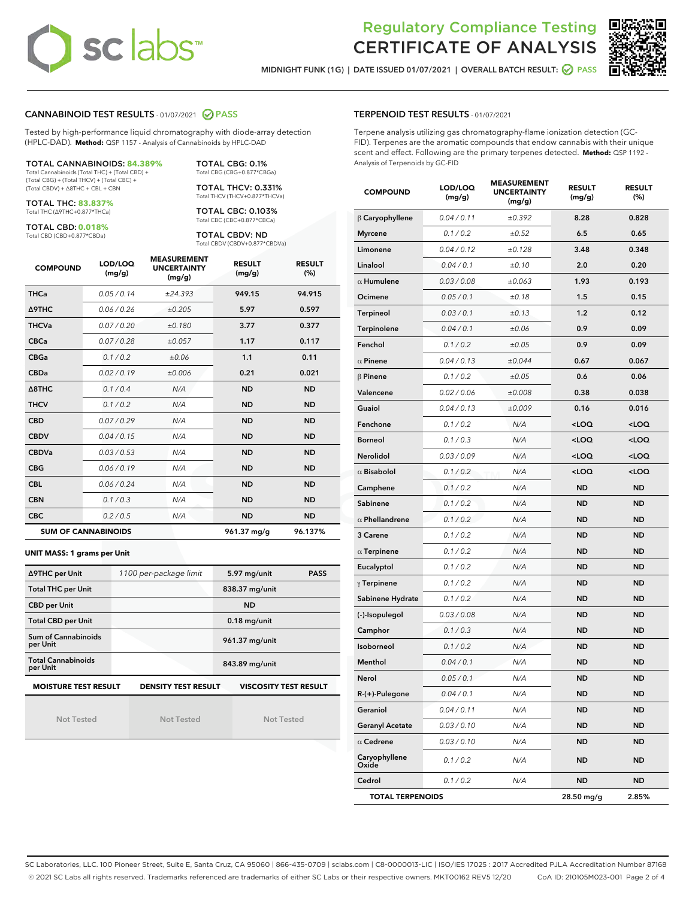# Regulatory Compliance Testing
# CERTIFICATE OF ANALYSIS

MIDNIGHT FUNK (1G) | DATE ISSUED 01/07/2021 | OVERALL BATCH RESULT: PASS

## CANNABINOID TEST RESULTS - 01/07/2021 PASS

Tested by high-performance liquid chromatography with diode-array detection (HPLC-DAD). **Method:** QSP 1157 - Analysis of Cannabinoids by HPLC-DAD

**TOTAL CANNABINOIDS: 84.389%**
Total Cannabinoids (Total THC) + (Total CBD) + (Total CBG) + (Total THCV) + (Total CBC) + (Total CBDV) + Δ8THC + CBL + CBN

**TOTAL THC: 83.837%**
Total THC (Δ9THC+0.877*THCa)

**TOTAL CBD: 0.018%**
Total CBD (CBD+0.877*CBDa)

**TOTAL CBG: 0.1%**
Total CBG (CBG+0.877*CBGa)

**TOTAL THCV: 0.331%**
Total THCV (THCV+0.877*THCVa)

**TOTAL CBC: 0.103%**
Total CBC (CBC+0.877*CBCa)

**TOTAL CBDV: ND**
Total CBDV (CBDV+0.877*CBDVa)

| COMPOUND | LOD/LOQ (mg/g) | MEASUREMENT UNCERTAINTY (mg/g) | RESULT (mg/g) | RESULT (%) |
|---|---|---|---|---|
| THCa | 0.05 / 0.14 | ±24.393 | 949.15 | 94.915 |
| Δ9THC | 0.06 / 0.26 | ±0.205 | 5.97 | 0.597 |
| THCVa | 0.07 / 0.20 | ±0.180 | 3.77 | 0.377 |
| CBCa | 0.07 / 0.28 | ±0.057 | 1.17 | 0.117 |
| CBGa | 0.1 / 0.2 | ±0.06 | 1.1 | 0.11 |
| CBDa | 0.02 / 0.19 | ±0.006 | 0.21 | 0.021 |
| Δ8THC | 0.1 / 0.4 | N/A | ND | ND |
| THCV | 0.1 / 0.2 | N/A | ND | ND |
| CBD | 0.07 / 0.29 | N/A | ND | ND |
| CBDV | 0.04 / 0.15 | N/A | ND | ND |
| CBDVa | 0.03 / 0.53 | N/A | ND | ND |
| CBG | 0.06 / 0.19 | N/A | ND | ND |
| CBL | 0.06 / 0.24 | N/A | ND | ND |
| CBN | 0.1 / 0.3 | N/A | ND | ND |
| CBC | 0.2 / 0.5 | N/A | ND | ND |
| **SUM OF CANNABINOIDS** | | | 961.37 mg/g | 96.137% |

**UNIT MASS: 1 grams per Unit**

| | | | |
|---|---|---|---|
| Δ9THC per Unit | 1100 per-package limit | 5.97 mg/unit | PASS |
| Total THC per Unit | | 838.37 mg/unit | |
| CBD per Unit | | ND | |
| Total CBD per Unit | | 0.18 mg/unit | |
| Sum of Cannabinoids per Unit | | 961.37 mg/unit | |
| Total Cannabinoids per Unit | | 843.89 mg/unit | |

| MOISTURE TEST RESULT | DENSITY TEST RESULT | VISCOSITY TEST RESULT |
|---|---|---|
| Not Tested | Not Tested | Not Tested |

## TERPENOID TEST RESULTS - 01/07/2021

Terpene analysis utilizing gas chromatography-flame ionization detection (GC-FID). Terpenes are the aromatic compounds that endow cannabis with their unique scent and effect. Following are the primary terpenes detected. **Method:** QSP 1192 - Analysis of Terpenoids by GC-FID

| COMPOUND | LOD/LOQ (mg/g) | MEASUREMENT UNCERTAINTY (mg/g) | RESULT (mg/g) | RESULT (%) |
|---|---|---|---|---|
| β Caryophyllene | 0.04 / 0.11 | ±0.392 | 8.28 | 0.828 |
| Myrcene | 0.1 / 0.2 | ±0.52 | 6.5 | 0.65 |
| Limonene | 0.04 / 0.12 | ±0.128 | 3.48 | 0.348 |
| Linalool | 0.04 / 0.1 | ±0.10 | 2.0 | 0.20 |
| α Humulene | 0.03 / 0.08 | ±0.063 | 1.93 | 0.193 |
| Ocimene | 0.05 / 0.1 | ±0.18 | 1.5 | 0.15 |
| Terpineol | 0.03 / 0.1 | ±0.13 | 1.2 | 0.12 |
| Terpinolene | 0.04 / 0.1 | ±0.06 | 0.9 | 0.09 |
| Fenchol | 0.1 / 0.2 | ±0.05 | 0.9 | 0.09 |
| α Pinene | 0.04 / 0.13 | ±0.044 | 0.67 | 0.067 |
| β Pinene | 0.1 / 0.2 | ±0.05 | 0.6 | 0.06 |
| Valencene | 0.02 / 0.06 | ±0.008 | 0.38 | 0.038 |
| Guaiol | 0.04 / 0.13 | ±0.009 | 0.16 | 0.016 |
| Fenchone | 0.1 / 0.2 | N/A | <LOQ | <LOQ |
| Borneol | 0.1 / 0.3 | N/A | <LOQ | <LOQ |
| Nerolidol | 0.03 / 0.09 | N/A | <LOQ | <LOQ |
| α Bisabolol | 0.1 / 0.2 | N/A | <LOQ | <LOQ |
| Camphene | 0.1 / 0.2 | N/A | ND | ND |
| Sabinene | 0.1 / 0.2 | N/A | ND | ND |
| α Phellandrene | 0.1 / 0.2 | N/A | ND | ND |
| 3 Carene | 0.1 / 0.2 | N/A | ND | ND |
| α Terpinene | 0.1 / 0.2 | N/A | ND | ND |
| Eucalyptol | 0.1 / 0.2 | N/A | ND | ND |
| γ Terpinene | 0.1 / 0.2 | N/A | ND | ND |
| Sabinene Hydrate | 0.1 / 0.2 | N/A | ND | ND |
| (-)-Isopulegol | 0.03 / 0.08 | N/A | ND | ND |
| Camphor | 0.1 / 0.3 | N/A | ND | ND |
| Isoborneol | 0.1 / 0.2 | N/A | ND | ND |
| Menthol | 0.04 / 0.1 | N/A | ND | ND |
| Nerol | 0.05 / 0.1 | N/A | ND | ND |
| R-(+)-Pulegone | 0.04 / 0.1 | N/A | ND | ND |
| Geraniol | 0.04 / 0.11 | N/A | ND | ND |
| Geranyl Acetate | 0.03 / 0.10 | N/A | ND | ND |
| α Cedrene | 0.03 / 0.10 | N/A | ND | ND |
| Caryophyllene Oxide | 0.1 / 0.2 | N/A | ND | ND |
| Cedrol | 0.1 / 0.2 | N/A | ND | ND |
| **TOTAL TERPENOIDS** | | | 28.50 mg/g | 2.85% |

SC Laboratories, LLC. 100 Pioneer Street, Suite E, Santa Cruz, CA 95060 | 866-435-0709 | sclabs.com | C8-0000013-LIC | ISO/IES 17025 : 2017 Accredited PJLA Accreditation Number 87168
© 2021 SC Labs all rights reserved. Trademarks referenced are trademarks of either SC Labs or their respective owners. MKT00162 REV5 12/20 CoA ID: 210105M023-001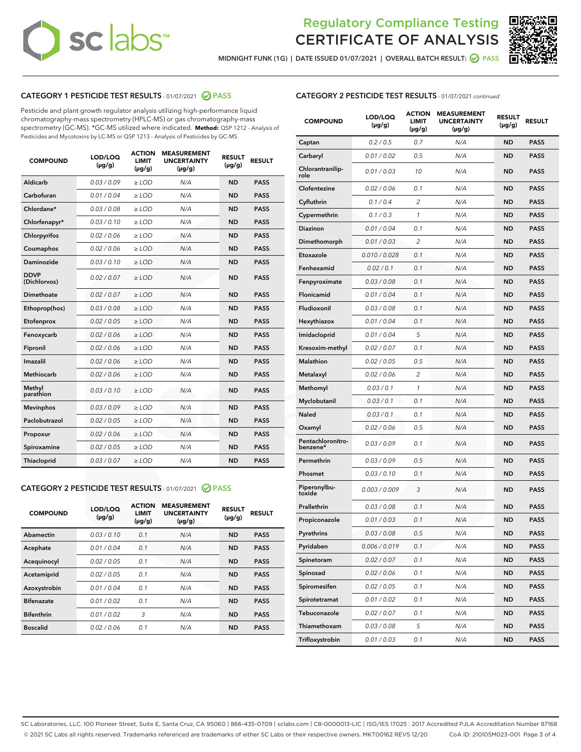# Regulatory Compliance Testing CERTIFICATE OF ANALYSIS

MIDNIGHT FUNK (1G) | DATE ISSUED 01/07/2021 | OVERALL BATCH RESULT: PASS

## CATEGORY 1 PESTICIDE TEST RESULTS - 01/07/2021 PASS

Pesticide and plant growth regulator analysis utilizing high-performance liquid chromatography-mass spectrometry (HPLC-MS) or gas chromatography-mass spectrometry (GC-MS). *GC-MS utilized where indicated. **Method:** QSP 1212 - Analysis of Pesticides and Mycotoxins by LC-MS or QSP 1213 - Analysis of Pesticides by GC-MS

| COMPOUND | LOD/LOQ (µg/g) | ACTION LIMIT (µg/g) | MEASUREMENT UNCERTAINTY (µg/g) | RESULT (µg/g) | RESULT |
|---|---|---|---|---|---|
| Aldicarb | 0.03 / 0.09 | ≥ LOD | N/A | ND | PASS |
| Carbofuran | 0.01 / 0.04 | ≥ LOD | N/A | ND | PASS |
| Chlordane* | 0.03 / 0.08 | ≥ LOD | N/A | ND | PASS |
| Chlorfenapyr* | 0.03 / 0.10 | ≥ LOD | N/A | ND | PASS |
| Chlorpyrifos | 0.02 / 0.06 | ≥ LOD | N/A | ND | PASS |
| Coumaphos | 0.02 / 0.06 | ≥ LOD | N/A | ND | PASS |
| Daminozide | 0.03 / 0.10 | ≥ LOD | N/A | ND | PASS |
| DDVP (Dichlorvos) | 0.02 / 0.07 | ≥ LOD | N/A | ND | PASS |
| Dimethoate | 0.02 / 0.07 | ≥ LOD | N/A | ND | PASS |
| Ethoprop(hos) | 0.03 / 0.08 | ≥ LOD | N/A | ND | PASS |
| Etofenprox | 0.02 / 0.05 | ≥ LOD | N/A | ND | PASS |
| Fenoxycarb | 0.02 / 0.06 | ≥ LOD | N/A | ND | PASS |
| Fipronil | 0.02 / 0.06 | ≥ LOD | N/A | ND | PASS |
| Imazalil | 0.02 / 0.06 | ≥ LOD | N/A | ND | PASS |
| Methiocarb | 0.02 / 0.06 | ≥ LOD | N/A | ND | PASS |
| Methyl parathion | 0.03 / 0.10 | ≥ LOD | N/A | ND | PASS |
| Mevinphos | 0.03 / 0.09 | ≥ LOD | N/A | ND | PASS |
| Paclobutrazol | 0.02 / 0.05 | ≥ LOD | N/A | ND | PASS |
| Propoxur | 0.02 / 0.06 | ≥ LOD | N/A | ND | PASS |
| Spiroxamine | 0.02 / 0.05 | ≥ LOD | N/A | ND | PASS |
| Thiacloprid | 0.03 / 0.07 | ≥ LOD | N/A | ND | PASS |

## CATEGORY 2 PESTICIDE TEST RESULTS - 01/07/2021 PASS

| COMPOUND | LOD/LOQ (µg/g) | ACTION LIMIT (µg/g) | MEASUREMENT UNCERTAINTY (µg/g) | RESULT (µg/g) | RESULT |
|---|---|---|---|---|---|
| Abamectin | 0.03 / 0.10 | 0.1 | N/A | ND | PASS |
| Acephate | 0.01 / 0.04 | 0.1 | N/A | ND | PASS |
| Acequinocyl | 0.02 / 0.05 | 0.1 | N/A | ND | PASS |
| Acetamiprid | 0.02 / 0.05 | 0.1 | N/A | ND | PASS |
| Azoxystrobin | 0.01 / 0.04 | 0.1 | N/A | ND | PASS |
| Bifenazate | 0.01 / 0.02 | 0.1 | N/A | ND | PASS |
| Bifenthrin | 0.01 / 0.02 | 3 | N/A | ND | PASS |
| Boscalid | 0.02 / 0.06 | 0.1 | N/A | ND | PASS |
| Captan | 0.2 / 0.5 | 0.7 | N/A | ND | PASS |
| Carbaryl | 0.01 / 0.02 | 0.5 | N/A | ND | PASS |
| Chlorantraniliprole | 0.01 / 0.03 | 10 | N/A | ND | PASS |
| Clofentezine | 0.02 / 0.06 | 0.1 | N/A | ND | PASS |
| Cyfluthrin | 0.1 / 0.4 | 2 | N/A | ND | PASS |
| Cypermethrin | 0.1 / 0.3 | 1 | N/A | ND | PASS |
| Diazinon | 0.01 / 0.04 | 0.1 | N/A | ND | PASS |
| Dimethomorph | 0.01 / 0.03 | 2 | N/A | ND | PASS |
| Etoxazole | 0.010 / 0.028 | 0.1 | N/A | ND | PASS |
| Fenhexamid | 0.02 / 0.1 | 0.1 | N/A | ND | PASS |
| Fenpyroximate | 0.03 / 0.08 | 0.1 | N/A | ND | PASS |
| Flonicamid | 0.01 / 0.04 | 0.1 | N/A | ND | PASS |
| Fludioxonil | 0.03 / 0.08 | 0.1 | N/A | ND | PASS |
| Hexythiazox | 0.01 / 0.04 | 0.1 | N/A | ND | PASS |
| Imidacloprid | 0.01 / 0.04 | 5 | N/A | ND | PASS |
| Kresoxim-methyl | 0.02 / 0.07 | 0.1 | N/A | ND | PASS |
| Malathion | 0.02 / 0.05 | 0.5 | N/A | ND | PASS |
| Metalaxyl | 0.02 / 0.06 | 2 | N/A | ND | PASS |
| Methomyl | 0.03 / 0.1 | 1 | N/A | ND | PASS |
| Myclobutanil | 0.03 / 0.1 | 0.1 | N/A | ND | PASS |
| Naled | 0.03 / 0.1 | 0.1 | N/A | ND | PASS |
| Oxamyl | 0.02 / 0.06 | 0.5 | N/A | ND | PASS |
| Pentachloronitrobenzene* | 0.03 / 0.09 | 0.1 | N/A | ND | PASS |
| Permethrin | 0.03 / 0.09 | 0.5 | N/A | ND | PASS |
| Phosmet | 0.03 / 0.10 | 0.1 | N/A | ND | PASS |
| Piperonylbutoxide | 0.003 / 0.009 | 3 | N/A | ND | PASS |
| Prallethrin | 0.03 / 0.08 | 0.1 | N/A | ND | PASS |
| Propiconazole | 0.01 / 0.03 | 0.1 | N/A | ND | PASS |
| Pyrethrins | 0.03 / 0.08 | 0.5 | N/A | ND | PASS |
| Pyridaben | 0.006 / 0.019 | 0.1 | N/A | ND | PASS |
| Spinetoram | 0.02 / 0.07 | 0.1 | N/A | ND | PASS |
| Spinosad | 0.02 / 0.06 | 0.1 | N/A | ND | PASS |
| Spiromesifen | 0.02 / 0.05 | 0.1 | N/A | ND | PASS |
| Spirotetramat | 0.01 / 0.02 | 0.1 | N/A | ND | PASS |
| Tebuconazole | 0.02 / 0.07 | 0.1 | N/A | ND | PASS |
| Thiamethoxam | 0.03 / 0.08 | 5 | N/A | ND | PASS |
| Trifloxystrobin | 0.01 / 0.03 | 0.1 | N/A | ND | PASS |

SC Laboratories, LLC. 100 Pioneer Street, Suite E, Santa Cruz, CA 95060 | 866-435-0709 | sclabs.com | C8-0000013-LIC | ISO/IES 17025 : 2017 Accredited PJLA Accreditation Number 87168
© 2021 SC Labs all rights reserved. Trademarks referenced are trademarks of either SC Labs or their respective owners. MKT00162 REV5 12/20 CoA ID: 210105M023-001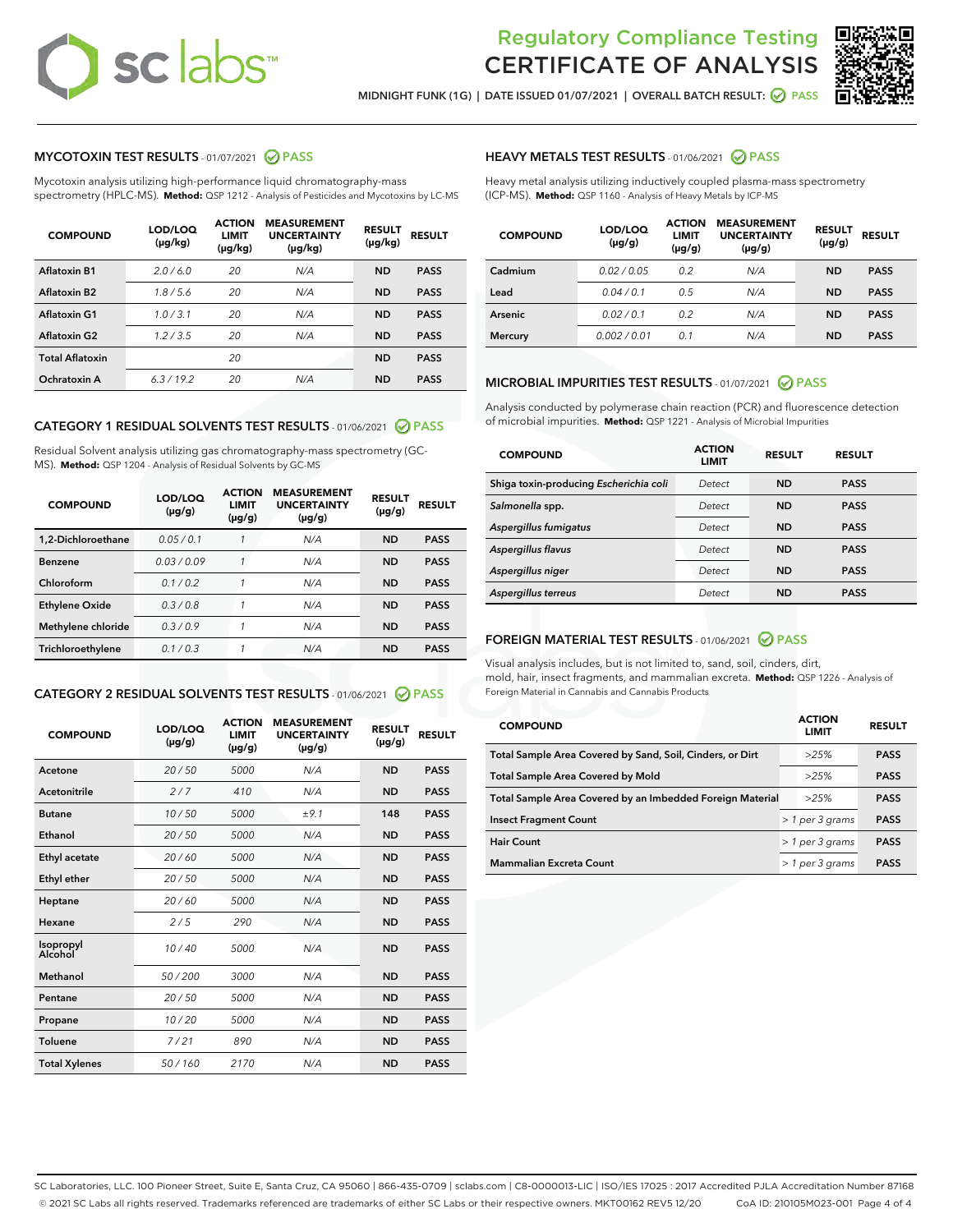# Regulatory Compliance Testing CERTIFICATE OF ANALYSIS

MIDNIGHT FUNK (1G) | DATE ISSUED 01/07/2021 | OVERALL BATCH RESULT: PASS

## MYCOTOXIN TEST RESULTS - 01/07/2021 PASS

Mycotoxin analysis utilizing high-performance liquid chromatography-mass spectrometry (HPLC-MS). **Method:** QSP 1212 - Analysis of Pesticides and Mycotoxins by LC-MS

| COMPOUND | LOD/LOQ (µg/kg) | ACTION LIMIT (µg/kg) | MEASUREMENT UNCERTAINTY (µg/kg) | RESULT (µg/kg) | RESULT |
|---|---|---|---|---|---|
| Aflatoxin B1 | 2.0 / 6.0 | 20 | N/A | ND | PASS |
| Aflatoxin B2 | 1.8 / 5.6 | 20 | N/A | ND | PASS |
| Aflatoxin G1 | 1.0 / 3.1 | 20 | N/A | ND | PASS |
| Aflatoxin G2 | 1.2 / 3.5 | 20 | N/A | ND | PASS |
| Total Aflatoxin | | 20 | | ND | PASS |
| Ochratoxin A | 6.3 / 19.2 | 20 | N/A | ND | PASS |

## CATEGORY 1 RESIDUAL SOLVENTS TEST RESULTS - 01/06/2021 PASS

Residual Solvent analysis utilizing gas chromatography-mass spectrometry (GC-MS). **Method:** QSP 1204 - Analysis of Residual Solvents by GC-MS

| COMPOUND | LOD/LOQ (µg/g) | ACTION LIMIT (µg/g) | MEASUREMENT UNCERTAINTY (µg/g) | RESULT (µg/g) | RESULT |
|---|---|---|---|---|---|
| 1,2-Dichloroethane | 0.05 / 0.1 | 1 | N/A | ND | PASS |
| Benzene | 0.03 / 0.09 | 1 | N/A | ND | PASS |
| Chloroform | 0.1 / 0.2 | 1 | N/A | ND | PASS |
| Ethylene Oxide | 0.3 / 0.8 | 1 | N/A | ND | PASS |
| Methylene chloride | 0.3 / 0.9 | 1 | N/A | ND | PASS |
| Trichloroethylene | 0.1 / 0.3 | 1 | N/A | ND | PASS |

## CATEGORY 2 RESIDUAL SOLVENTS TEST RESULTS - 01/06/2021 PASS

| COMPOUND | LOD/LOQ (µg/g) | ACTION LIMIT (µg/g) | MEASUREMENT UNCERTAINTY (µg/g) | RESULT (µg/g) | RESULT |
|---|---|---|---|---|---|
| Acetone | 20 / 50 | 5000 | N/A | ND | PASS |
| Acetonitrile | 2 / 7 | 410 | N/A | ND | PASS |
| Butane | 10 / 50 | 5000 | ±9.1 | 148 | PASS |
| Ethanol | 20 / 50 | 5000 | N/A | ND | PASS |
| Ethyl acetate | 20 / 60 | 5000 | N/A | ND | PASS |
| Ethyl ether | 20 / 50 | 5000 | N/A | ND | PASS |
| Heptane | 20 / 60 | 5000 | N/A | ND | PASS |
| Hexane | 2 / 5 | 290 | N/A | ND | PASS |
| Isopropyl Alcohol | 10 / 40 | 5000 | N/A | ND | PASS |
| Methanol | 50 / 200 | 3000 | N/A | ND | PASS |
| Pentane | 20 / 50 | 5000 | N/A | ND | PASS |
| Propane | 10 / 20 | 5000 | N/A | ND | PASS |
| Toluene | 7 / 21 | 890 | N/A | ND | PASS |
| Total Xylenes | 50 / 160 | 2170 | N/A | ND | PASS |

## HEAVY METALS TEST RESULTS - 01/06/2021 PASS

Heavy metal analysis utilizing inductively coupled plasma-mass spectrometry (ICP-MS). **Method:** QSP 1160 - Analysis of Heavy Metals by ICP-MS

| COMPOUND | LOD/LOQ (µg/g) | ACTION LIMIT (µg/g) | MEASUREMENT UNCERTAINTY (µg/g) | RESULT (µg/g) | RESULT |
|---|---|---|---|---|---|
| Cadmium | 0.02 / 0.05 | 0.2 | N/A | ND | PASS |
| Lead | 0.04 / 0.1 | 0.5 | N/A | ND | PASS |
| Arsenic | 0.02 / 0.1 | 0.2 | N/A | ND | PASS |
| Mercury | 0.002 / 0.01 | 0.1 | N/A | ND | PASS |

## MICROBIAL IMPURITIES TEST RESULTS - 01/07/2021 PASS

Analysis conducted by polymerase chain reaction (PCR) and fluorescence detection of microbial impurities. **Method:** QSP 1221 - Analysis of Microbial Impurities

| COMPOUND | ACTION LIMIT | RESULT | RESULT |
|---|---|---|---|
| *Shiga toxin-producing Escherichia coli* | Detect | ND | PASS |
| *Salmonella* spp. | Detect | ND | PASS |
| *Aspergillus fumigatus* | Detect | ND | PASS |
| *Aspergillus flavus* | Detect | ND | PASS |
| *Aspergillus niger* | Detect | ND | PASS |
| *Aspergillus terreus* | Detect | ND | PASS |

## FOREIGN MATERIAL TEST RESULTS - 01/06/2021 PASS

Visual analysis includes, but is not limited to, sand, soil, cinders, dirt, mold, hair, insect fragments, and mammalian excreta. **Method:** QSP 1226 - Analysis of Foreign Material in Cannabis and Cannabis Products

| COMPOUND | ACTION LIMIT | RESULT |
|---|---|---|
| Total Sample Area Covered by Sand, Soil, Cinders, or Dirt | >25% | PASS |
| Total Sample Area Covered by Mold | >25% | PASS |
| Total Sample Area Covered by an Imbedded Foreign Material | >25% | PASS |
| Insect Fragment Count | > 1 per 3 grams | PASS |
| Hair Count | > 1 per 3 grams | PASS |
| Mammalian Excreta Count | > 1 per 3 grams | PASS |

SC Laboratories, LLC. 100 Pioneer Street, Suite E, Santa Cruz, CA 95060 | 866-435-0709 | sclabs.com | C8-0000013-LIC | ISO/IES 17025 : 2017 Accredited PJLA Accreditation Number 87168

© 2021 SC Labs all rights reserved. Trademarks referenced are trademarks of either SC Labs or their respective owners. MKT00162 REV5 12/20 CoA ID: 210105M023-001